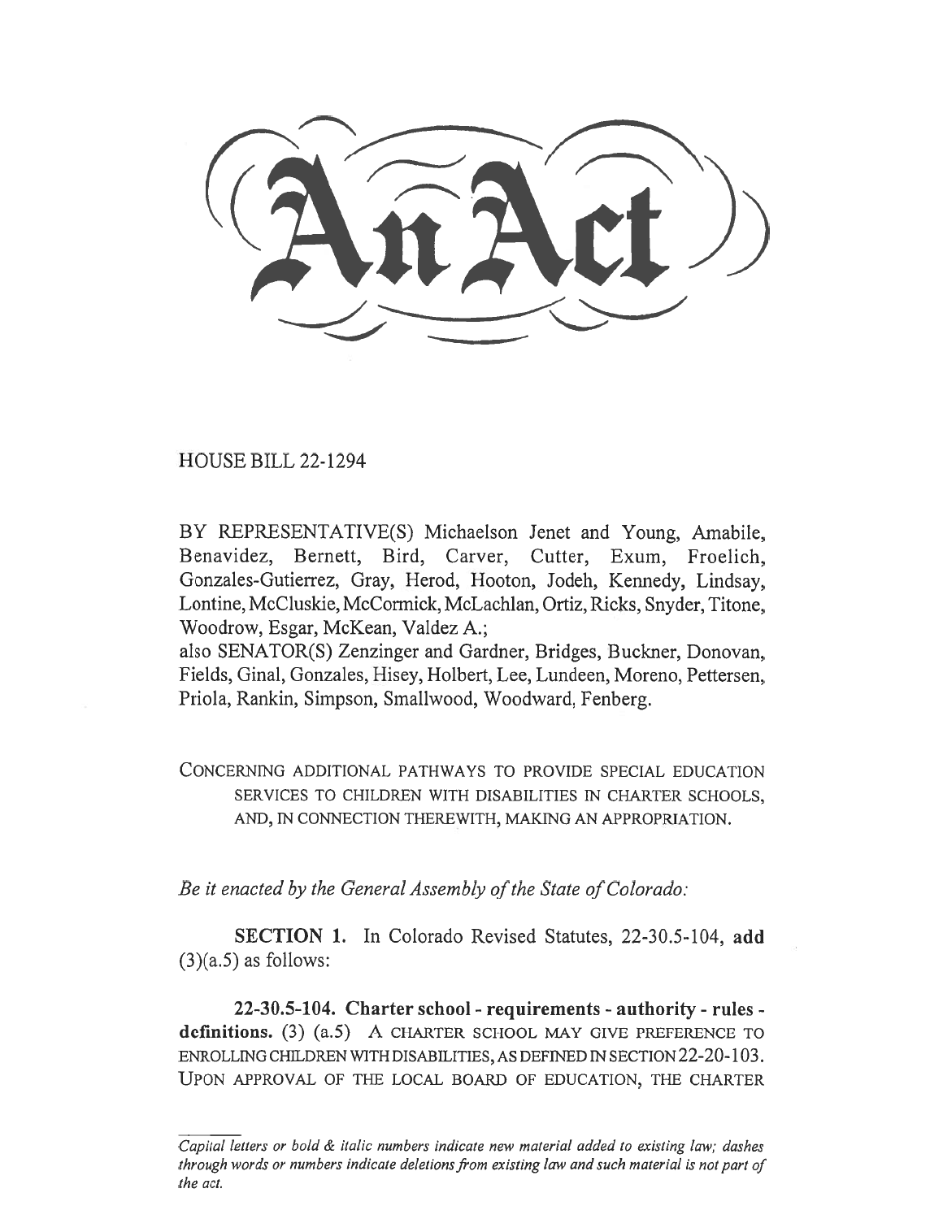# An Act

HOUSE BILL 22-1294

BY REPRESENTATIVE(S) Michaelson Jenet and Young, Amabile, Benavidez, Bernett, Bird, Carver, Cutter, Exum, Froelich, Gonzales-Gutierrez, Gray, Herod, Hooton, Jodeh, Kennedy, Lindsay, Lontine, McCluskie, McCormick, McLachlan, Ortiz, Ricks, Snyder, Titone, Woodrow, Esgar, McKean, Valdez A.;
also SENATOR(S) Zenzinger and Gardner, Bridges, Buckner, Donovan, Fields, Ginal, Gonzales, Hisey, Holbert, Lee, Lundeen, Moreno, Pettersen, Priola, Rankin, Simpson, Smallwood, Woodward, Fenberg.

CONCERNING ADDITIONAL PATHWAYS TO PROVIDE SPECIAL EDUCATION SERVICES TO CHILDREN WITH DISABILITIES IN CHARTER SCHOOLS, AND, IN CONNECTION THEREWITH, MAKING AN APPROPRIATION.

*Be it enacted by the General Assembly of the State of Colorado:*

**SECTION 1.** In Colorado Revised Statutes, 22-30.5-104, **add** (3)(a.5) as follows:

**22-30.5-104. Charter school - requirements - authority - rules - definitions.** (3) (a.5) A CHARTER SCHOOL MAY GIVE PREFERENCE TO ENROLLING CHILDREN WITH DISABILITIES, AS DEFINED IN SECTION 22-20-103. UPON APPROVAL OF THE LOCAL BOARD OF EDUCATION, THE CHARTER

*Capital letters or bold & italic numbers indicate new material added to existing law; dashes through words or numbers indicate deletions from existing law and such material is not part of the act.*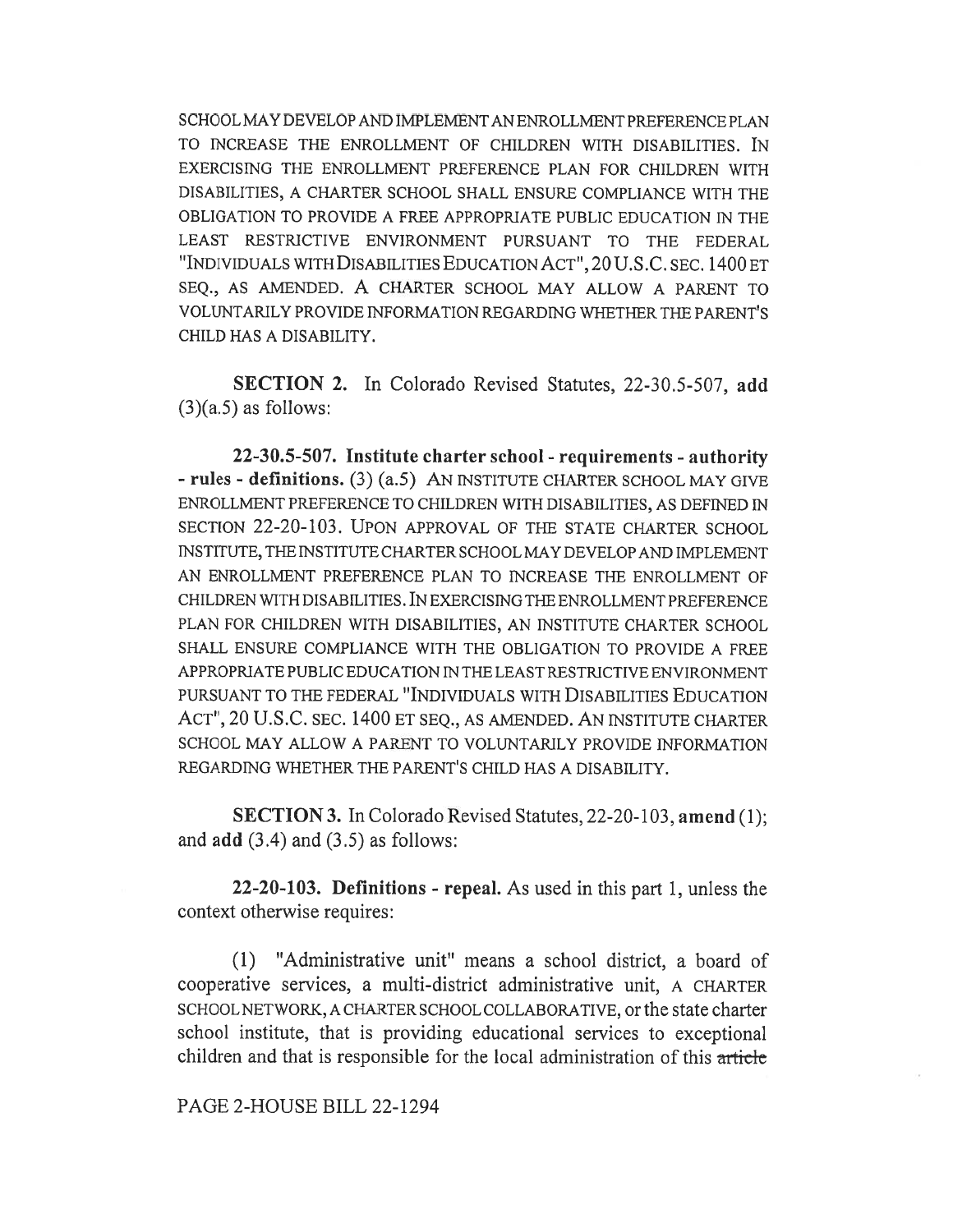SCHOOL MAY DEVELOP AND IMPLEMENT AN ENROLLMENT PREFERENCE PLAN TO INCREASE THE ENROLLMENT OF CHILDREN WITH DISABILITIES. IN EXERCISING THE ENROLLMENT PREFERENCE PLAN FOR CHILDREN WITH DISABILITIES, A CHARTER SCHOOL SHALL ENSURE COMPLIANCE WITH THE OBLIGATION TO PROVIDE A FREE APPROPRIATE PUBLIC EDUCATION IN THE LEAST RESTRICTIVE ENVIRONMENT PURSUANT TO THE FEDERAL "INDIVIDUALS WITH DISABILITIES EDUCATION ACT", 20 U.S.C. SEC. 1400 ET SEQ., AS AMENDED. A CHARTER SCHOOL MAY ALLOW A PARENT TO VOLUNTARILY PROVIDE INFORMATION REGARDING WHETHER THE PARENT'S CHILD HAS A DISABILITY.

**SECTION 2.** In Colorado Revised Statutes, 22-30.5-507, **add** (3)(a.5) as follows:

**22-30.5-507. Institute charter school - requirements - authority - rules - definitions.** (3) (a.5) AN INSTITUTE CHARTER SCHOOL MAY GIVE ENROLLMENT PREFERENCE TO CHILDREN WITH DISABILITIES, AS DEFINED IN SECTION 22-20-103. UPON APPROVAL OF THE STATE CHARTER SCHOOL INSTITUTE, THE INSTITUTE CHARTER SCHOOL MAY DEVELOP AND IMPLEMENT AN ENROLLMENT PREFERENCE PLAN TO INCREASE THE ENROLLMENT OF CHILDREN WITH DISABILITIES. IN EXERCISING THE ENROLLMENT PREFERENCE PLAN FOR CHILDREN WITH DISABILITIES, AN INSTITUTE CHARTER SCHOOL SHALL ENSURE COMPLIANCE WITH THE OBLIGATION TO PROVIDE A FREE APPROPRIATE PUBLIC EDUCATION IN THE LEAST RESTRICTIVE ENVIRONMENT PURSUANT TO THE FEDERAL "INDIVIDUALS WITH DISABILITIES EDUCATION ACT", 20 U.S.C. SEC. 1400 ET SEQ., AS AMENDED. AN INSTITUTE CHARTER SCHOOL MAY ALLOW A PARENT TO VOLUNTARILY PROVIDE INFORMATION REGARDING WHETHER THE PARENT'S CHILD HAS A DISABILITY.

**SECTION 3.** In Colorado Revised Statutes, 22-20-103, **amend** (1); and **add** (3.4) and (3.5) as follows:

**22-20-103. Definitions - repeal.** As used in this part 1, unless the context otherwise requires:

(1) "Administrative unit" means a school district, a board of cooperative services, a multi-district administrative unit, A CHARTER SCHOOL NETWORK, A CHARTER SCHOOL COLLABORATIVE, or the state charter school institute, that is providing educational services to exceptional children and that is responsible for the local administration of this ~~article~~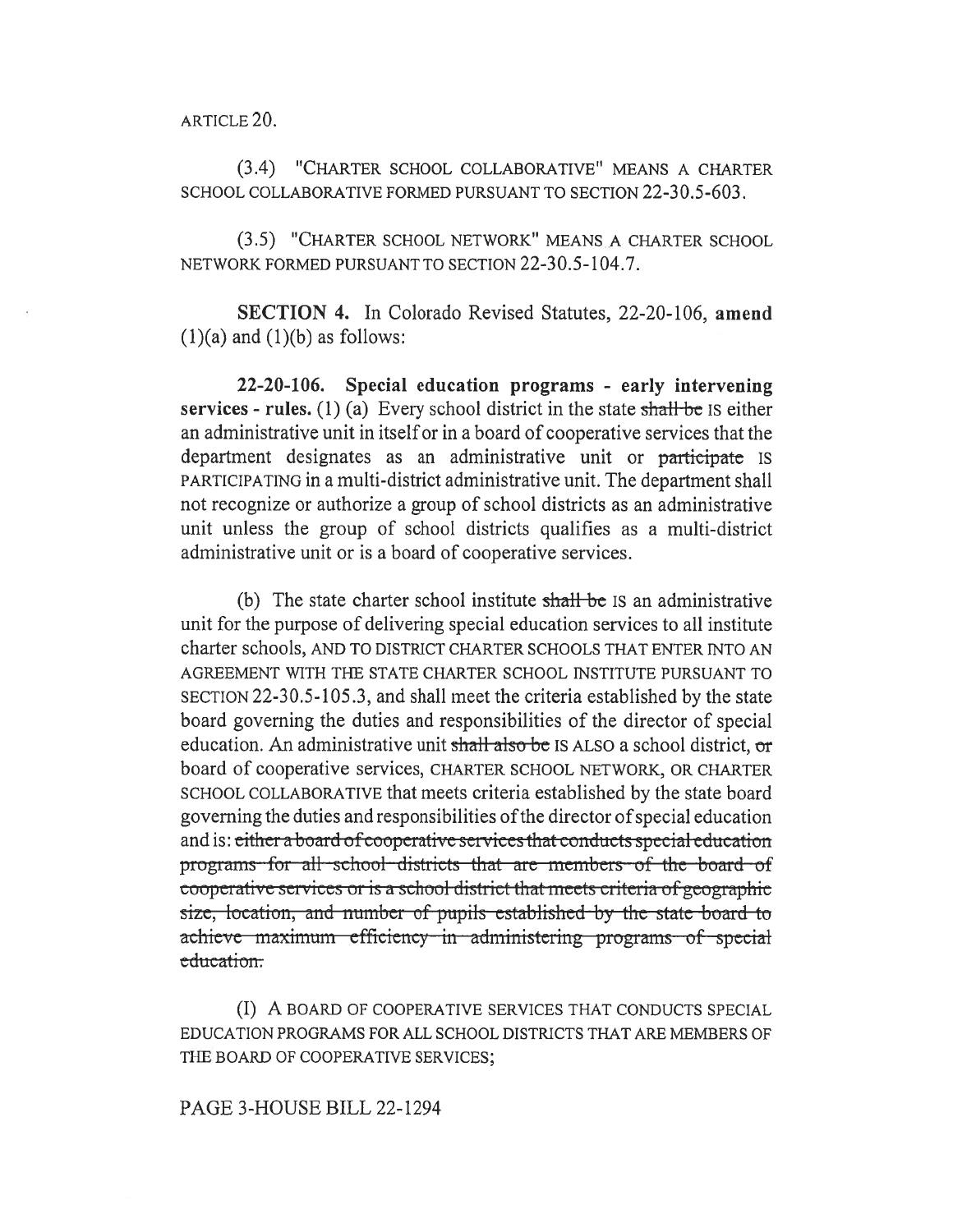ARTICLE 20.

(3.4) "CHARTER SCHOOL COLLABORATIVE" MEANS A CHARTER SCHOOL COLLABORATIVE FORMED PURSUANT TO SECTION 22-30.5-603.

(3.5) "CHARTER SCHOOL NETWORK" MEANS A CHARTER SCHOOL NETWORK FORMED PURSUANT TO SECTION 22-30.5-104.7.

**SECTION 4.** In Colorado Revised Statutes, 22-20-106, **amend** (1)(a) and (1)(b) as follows:

**22-20-106. Special education programs - early intervening services - rules.** (1) (a) Every school district in the state ~~shall be~~ IS either an administrative unit in itself or in a board of cooperative services that the department designates as an administrative unit or ~~participate~~ IS PARTICIPATING in a multi-district administrative unit. The department shall not recognize or authorize a group of school districts as an administrative unit unless the group of school districts qualifies as a multi-district administrative unit or is a board of cooperative services.

(b) The state charter school institute ~~shall be~~ IS an administrative unit for the purpose of delivering special education services to all institute charter schools, AND TO DISTRICT CHARTER SCHOOLS THAT ENTER INTO AN AGREEMENT WITH THE STATE CHARTER SCHOOL INSTITUTE PURSUANT TO SECTION 22-30.5-105.3, and shall meet the criteria established by the state board governing the duties and responsibilities of the director of special education. An administrative unit ~~shall also be~~ IS ALSO a school district, ~~or~~ board of cooperative services, CHARTER SCHOOL NETWORK, OR CHARTER SCHOOL COLLABORATIVE that meets criteria established by the state board governing the duties and responsibilities of the director of special education and is: ~~either a board of cooperative services that conducts special education programs for all school districts that are members of the board of cooperative services or is a school district that meets criteria of geographic size, location, and number of pupils established by the state board to achieve maximum efficiency in administering programs of special education.~~

(I) A BOARD OF COOPERATIVE SERVICES THAT CONDUCTS SPECIAL EDUCATION PROGRAMS FOR ALL SCHOOL DISTRICTS THAT ARE MEMBERS OF THE BOARD OF COOPERATIVE SERVICES;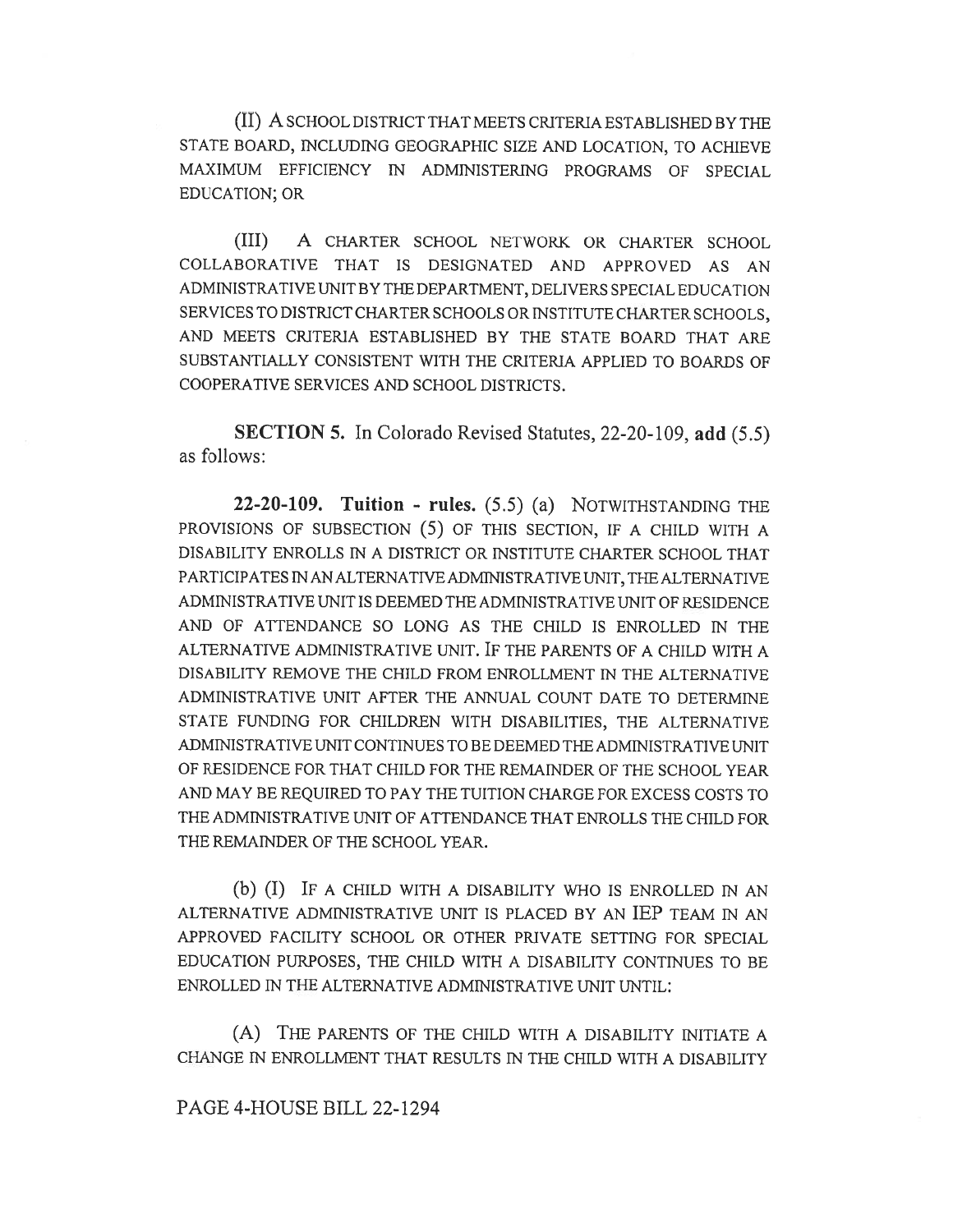(II) A SCHOOL DISTRICT THAT MEETS CRITERIA ESTABLISHED BY THE STATE BOARD, INCLUDING GEOGRAPHIC SIZE AND LOCATION, TO ACHIEVE MAXIMUM EFFICIENCY IN ADMINISTERING PROGRAMS OF SPECIAL EDUCATION; OR

(III) A CHARTER SCHOOL NETWORK OR CHARTER SCHOOL COLLABORATIVE THAT IS DESIGNATED AND APPROVED AS AN ADMINISTRATIVE UNIT BY THE DEPARTMENT, DELIVERS SPECIAL EDUCATION SERVICES TO DISTRICT CHARTER SCHOOLS OR INSTITUTE CHARTER SCHOOLS, AND MEETS CRITERIA ESTABLISHED BY THE STATE BOARD THAT ARE SUBSTANTIALLY CONSISTENT WITH THE CRITERIA APPLIED TO BOARDS OF COOPERATIVE SERVICES AND SCHOOL DISTRICTS.

**SECTION 5.** In Colorado Revised Statutes, 22-20-109, **add** (5.5) as follows:

**22-20-109. Tuition - rules.** (5.5) (a) NOTWITHSTANDING THE PROVISIONS OF SUBSECTION (5) OF THIS SECTION, IF A CHILD WITH A DISABILITY ENROLLS IN A DISTRICT OR INSTITUTE CHARTER SCHOOL THAT PARTICIPATES IN AN ALTERNATIVE ADMINISTRATIVE UNIT, THE ALTERNATIVE ADMINISTRATIVE UNIT IS DEEMED THE ADMINISTRATIVE UNIT OF RESIDENCE AND OF ATTENDANCE SO LONG AS THE CHILD IS ENROLLED IN THE ALTERNATIVE ADMINISTRATIVE UNIT. IF THE PARENTS OF A CHILD WITH A DISABILITY REMOVE THE CHILD FROM ENROLLMENT IN THE ALTERNATIVE ADMINISTRATIVE UNIT AFTER THE ANNUAL COUNT DATE TO DETERMINE STATE FUNDING FOR CHILDREN WITH DISABILITIES, THE ALTERNATIVE ADMINISTRATIVE UNIT CONTINUES TO BE DEEMED THE ADMINISTRATIVE UNIT OF RESIDENCE FOR THAT CHILD FOR THE REMAINDER OF THE SCHOOL YEAR AND MAY BE REQUIRED TO PAY THE TUITION CHARGE FOR EXCESS COSTS TO THE ADMINISTRATIVE UNIT OF ATTENDANCE THAT ENROLLS THE CHILD FOR THE REMAINDER OF THE SCHOOL YEAR.

(b) (I) IF A CHILD WITH A DISABILITY WHO IS ENROLLED IN AN ALTERNATIVE ADMINISTRATIVE UNIT IS PLACED BY AN IEP TEAM IN AN APPROVED FACILITY SCHOOL OR OTHER PRIVATE SETTING FOR SPECIAL EDUCATION PURPOSES, THE CHILD WITH A DISABILITY CONTINUES TO BE ENROLLED IN THE ALTERNATIVE ADMINISTRATIVE UNIT UNTIL:

(A) THE PARENTS OF THE CHILD WITH A DISABILITY INITIATE A CHANGE IN ENROLLMENT THAT RESULTS IN THE CHILD WITH A DISABILITY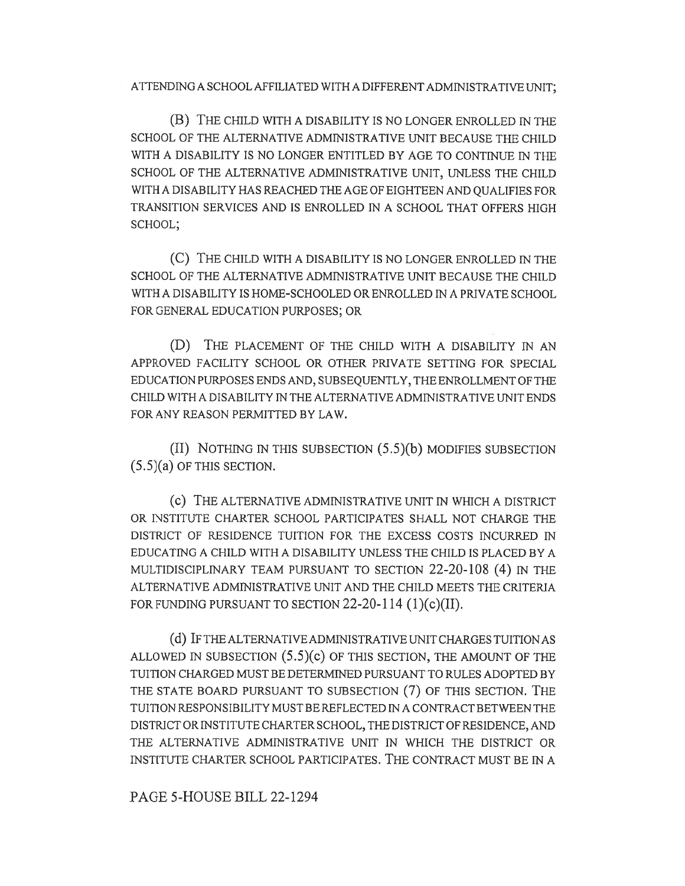ATTENDING A SCHOOL AFFILIATED WITH A DIFFERENT ADMINISTRATIVE UNIT;

(B) THE CHILD WITH A DISABILITY IS NO LONGER ENROLLED IN THE SCHOOL OF THE ALTERNATIVE ADMINISTRATIVE UNIT BECAUSE THE CHILD WITH A DISABILITY IS NO LONGER ENTITLED BY AGE TO CONTINUE IN THE SCHOOL OF THE ALTERNATIVE ADMINISTRATIVE UNIT, UNLESS THE CHILD WITH A DISABILITY HAS REACHED THE AGE OF EIGHTEEN AND QUALIFIES FOR TRANSITION SERVICES AND IS ENROLLED IN A SCHOOL THAT OFFERS HIGH SCHOOL;

(C) THE CHILD WITH A DISABILITY IS NO LONGER ENROLLED IN THE SCHOOL OF THE ALTERNATIVE ADMINISTRATIVE UNIT BECAUSE THE CHILD WITH A DISABILITY IS HOME-SCHOOLED OR ENROLLED IN A PRIVATE SCHOOL FOR GENERAL EDUCATION PURPOSES; OR

(D) THE PLACEMENT OF THE CHILD WITH A DISABILITY IN AN APPROVED FACILITY SCHOOL OR OTHER PRIVATE SETTING FOR SPECIAL EDUCATION PURPOSES ENDS AND, SUBSEQUENTLY, THE ENROLLMENT OF THE CHILD WITH A DISABILITY IN THE ALTERNATIVE ADMINISTRATIVE UNIT ENDS FOR ANY REASON PERMITTED BY LAW.

(II) NOTHING IN THIS SUBSECTION (5.5)(b) MODIFIES SUBSECTION (5.5)(a) OF THIS SECTION.

(c) THE ALTERNATIVE ADMINISTRATIVE UNIT IN WHICH A DISTRICT OR INSTITUTE CHARTER SCHOOL PARTICIPATES SHALL NOT CHARGE THE DISTRICT OF RESIDENCE TUITION FOR THE EXCESS COSTS INCURRED IN EDUCATING A CHILD WITH A DISABILITY UNLESS THE CHILD IS PLACED BY A MULTIDISCIPLINARY TEAM PURSUANT TO SECTION 22-20-108 (4) IN THE ALTERNATIVE ADMINISTRATIVE UNIT AND THE CHILD MEETS THE CRITERIA FOR FUNDING PURSUANT TO SECTION 22-20-114 (1)(c)(II).

(d) IF THE ALTERNATIVE ADMINISTRATIVE UNIT CHARGES TUITION AS ALLOWED IN SUBSECTION (5.5)(c) OF THIS SECTION, THE AMOUNT OF THE TUITION CHARGED MUST BE DETERMINED PURSUANT TO RULES ADOPTED BY THE STATE BOARD PURSUANT TO SUBSECTION (7) OF THIS SECTION. THE TUITION RESPONSIBILITY MUST BE REFLECTED IN A CONTRACT BETWEEN THE DISTRICT OR INSTITUTE CHARTER SCHOOL, THE DISTRICT OF RESIDENCE, AND THE ALTERNATIVE ADMINISTRATIVE UNIT IN WHICH THE DISTRICT OR INSTITUTE CHARTER SCHOOL PARTICIPATES. THE CONTRACT MUST BE IN A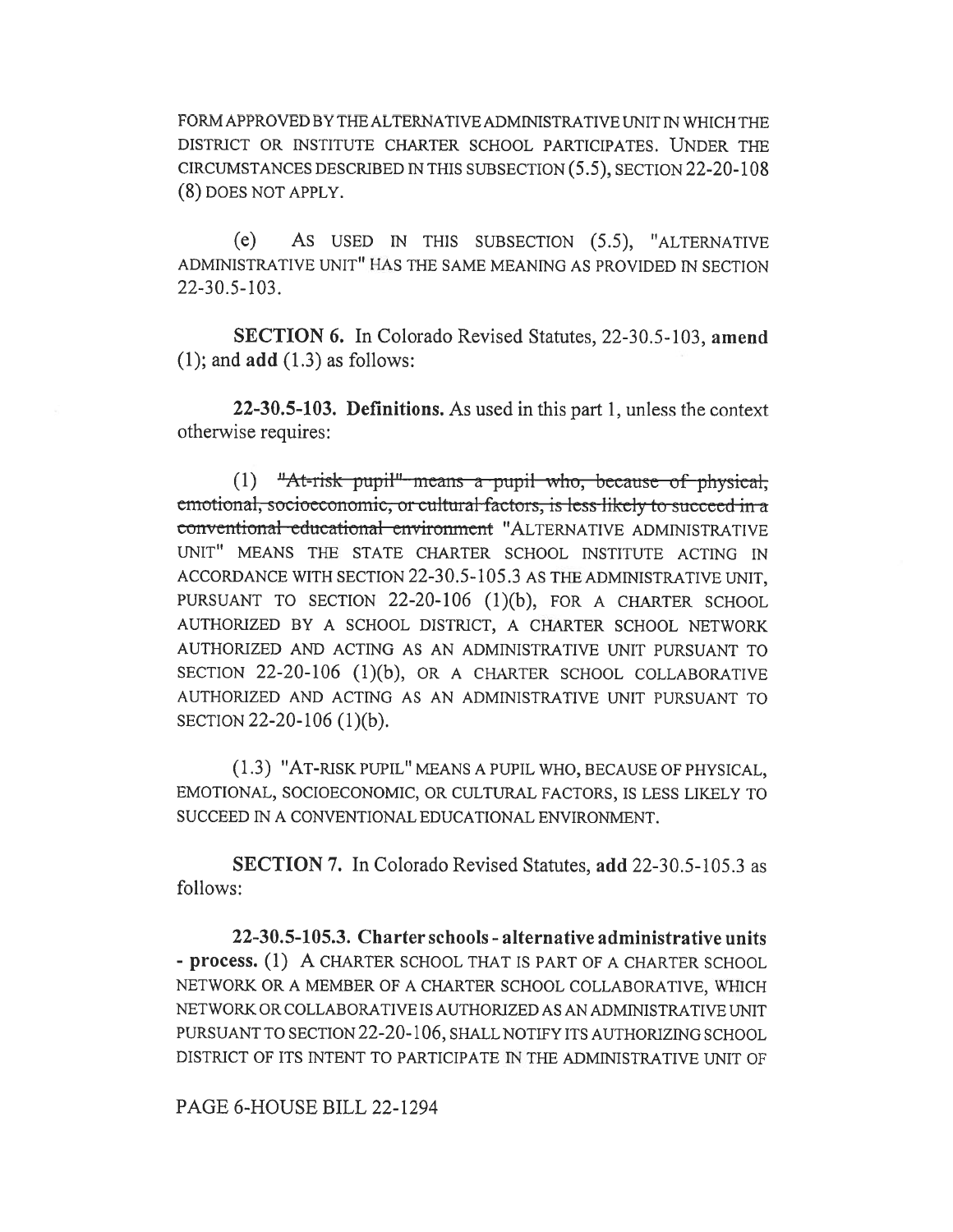FORM APPROVED BY THE ALTERNATIVE ADMINISTRATIVE UNIT IN WHICH THE DISTRICT OR INSTITUTE CHARTER SCHOOL PARTICIPATES. UNDER THE CIRCUMSTANCES DESCRIBED IN THIS SUBSECTION (5.5), SECTION 22-20-108 (8) DOES NOT APPLY.

(e) AS USED IN THIS SUBSECTION (5.5), "ALTERNATIVE ADMINISTRATIVE UNIT" HAS THE SAME MEANING AS PROVIDED IN SECTION 22-30.5-103.

**SECTION 6.** In Colorado Revised Statutes, 22-30.5-103, **amend** (1); and **add** (1.3) as follows:

**22-30.5-103. Definitions.** As used in this part 1, unless the context otherwise requires:

(1) ~~"At-risk pupil" means a pupil who, because of physical, emotional, socioeconomic, or cultural factors, is less likely to succeed in a conventional educational environment~~ "ALTERNATIVE ADMINISTRATIVE UNIT" MEANS THE STATE CHARTER SCHOOL INSTITUTE ACTING IN ACCORDANCE WITH SECTION 22-30.5-105.3 AS THE ADMINISTRATIVE UNIT, PURSUANT TO SECTION 22-20-106 (1)(b), FOR A CHARTER SCHOOL AUTHORIZED BY A SCHOOL DISTRICT, A CHARTER SCHOOL NETWORK AUTHORIZED AND ACTING AS AN ADMINISTRATIVE UNIT PURSUANT TO SECTION 22-20-106 (1)(b), OR A CHARTER SCHOOL COLLABORATIVE AUTHORIZED AND ACTING AS AN ADMINISTRATIVE UNIT PURSUANT TO SECTION 22-20-106 (1)(b).

(1.3) "AT-RISK PUPIL" MEANS A PUPIL WHO, BECAUSE OF PHYSICAL, EMOTIONAL, SOCIOECONOMIC, OR CULTURAL FACTORS, IS LESS LIKELY TO SUCCEED IN A CONVENTIONAL EDUCATIONAL ENVIRONMENT.

**SECTION 7.** In Colorado Revised Statutes, **add** 22-30.5-105.3 as follows:

**22-30.5-105.3. Charter schools - alternative administrative units - process.** (1) A CHARTER SCHOOL THAT IS PART OF A CHARTER SCHOOL NETWORK OR A MEMBER OF A CHARTER SCHOOL COLLABORATIVE, WHICH NETWORK OR COLLABORATIVE IS AUTHORIZED AS AN ADMINISTRATIVE UNIT PURSUANT TO SECTION 22-20-106, SHALL NOTIFY ITS AUTHORIZING SCHOOL DISTRICT OF ITS INTENT TO PARTICIPATE IN THE ADMINISTRATIVE UNIT OF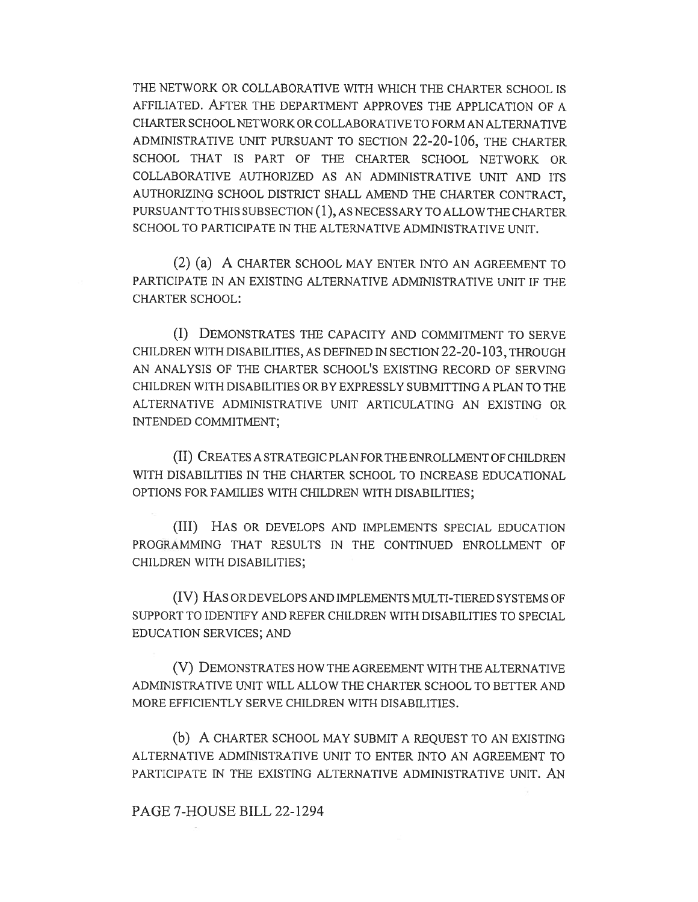THE NETWORK OR COLLABORATIVE WITH WHICH THE CHARTER SCHOOL IS AFFILIATED. AFTER THE DEPARTMENT APPROVES THE APPLICATION OF A CHARTER SCHOOL NETWORK OR COLLABORATIVE TO FORM AN ALTERNATIVE ADMINISTRATIVE UNIT PURSUANT TO SECTION 22-20-106, THE CHARTER SCHOOL THAT IS PART OF THE CHARTER SCHOOL NETWORK OR COLLABORATIVE AUTHORIZED AS AN ADMINISTRATIVE UNIT AND ITS AUTHORIZING SCHOOL DISTRICT SHALL AMEND THE CHARTER CONTRACT, PURSUANT TO THIS SUBSECTION (1), AS NECESSARY TO ALLOW THE CHARTER SCHOOL TO PARTICIPATE IN THE ALTERNATIVE ADMINISTRATIVE UNIT.

(2) (a) A CHARTER SCHOOL MAY ENTER INTO AN AGREEMENT TO PARTICIPATE IN AN EXISTING ALTERNATIVE ADMINISTRATIVE UNIT IF THE CHARTER SCHOOL:

(I) DEMONSTRATES THE CAPACITY AND COMMITMENT TO SERVE CHILDREN WITH DISABILITIES, AS DEFINED IN SECTION 22-20-103, THROUGH AN ANALYSIS OF THE CHARTER SCHOOL'S EXISTING RECORD OF SERVING CHILDREN WITH DISABILITIES OR BY EXPRESSLY SUBMITTING A PLAN TO THE ALTERNATIVE ADMINISTRATIVE UNIT ARTICULATING AN EXISTING OR INTENDED COMMITMENT;

(II) CREATES A STRATEGIC PLAN FOR THE ENROLLMENT OF CHILDREN WITH DISABILITIES IN THE CHARTER SCHOOL TO INCREASE EDUCATIONAL OPTIONS FOR FAMILIES WITH CHILDREN WITH DISABILITIES;

(III) HAS OR DEVELOPS AND IMPLEMENTS SPECIAL EDUCATION PROGRAMMING THAT RESULTS IN THE CONTINUED ENROLLMENT OF CHILDREN WITH DISABILITIES;

(IV) HAS OR DEVELOPS AND IMPLEMENTS MULTI-TIERED SYSTEMS OF SUPPORT TO IDENTIFY AND REFER CHILDREN WITH DISABILITIES TO SPECIAL EDUCATION SERVICES; AND

(V) DEMONSTRATES HOW THE AGREEMENT WITH THE ALTERNATIVE ADMINISTRATIVE UNIT WILL ALLOW THE CHARTER SCHOOL TO BETTER AND MORE EFFICIENTLY SERVE CHILDREN WITH DISABILITIES.

(b) A CHARTER SCHOOL MAY SUBMIT A REQUEST TO AN EXISTING ALTERNATIVE ADMINISTRATIVE UNIT TO ENTER INTO AN AGREEMENT TO PARTICIPATE IN THE EXISTING ALTERNATIVE ADMINISTRATIVE UNIT. AN

PAGE 7-HOUSE BILL 22-1294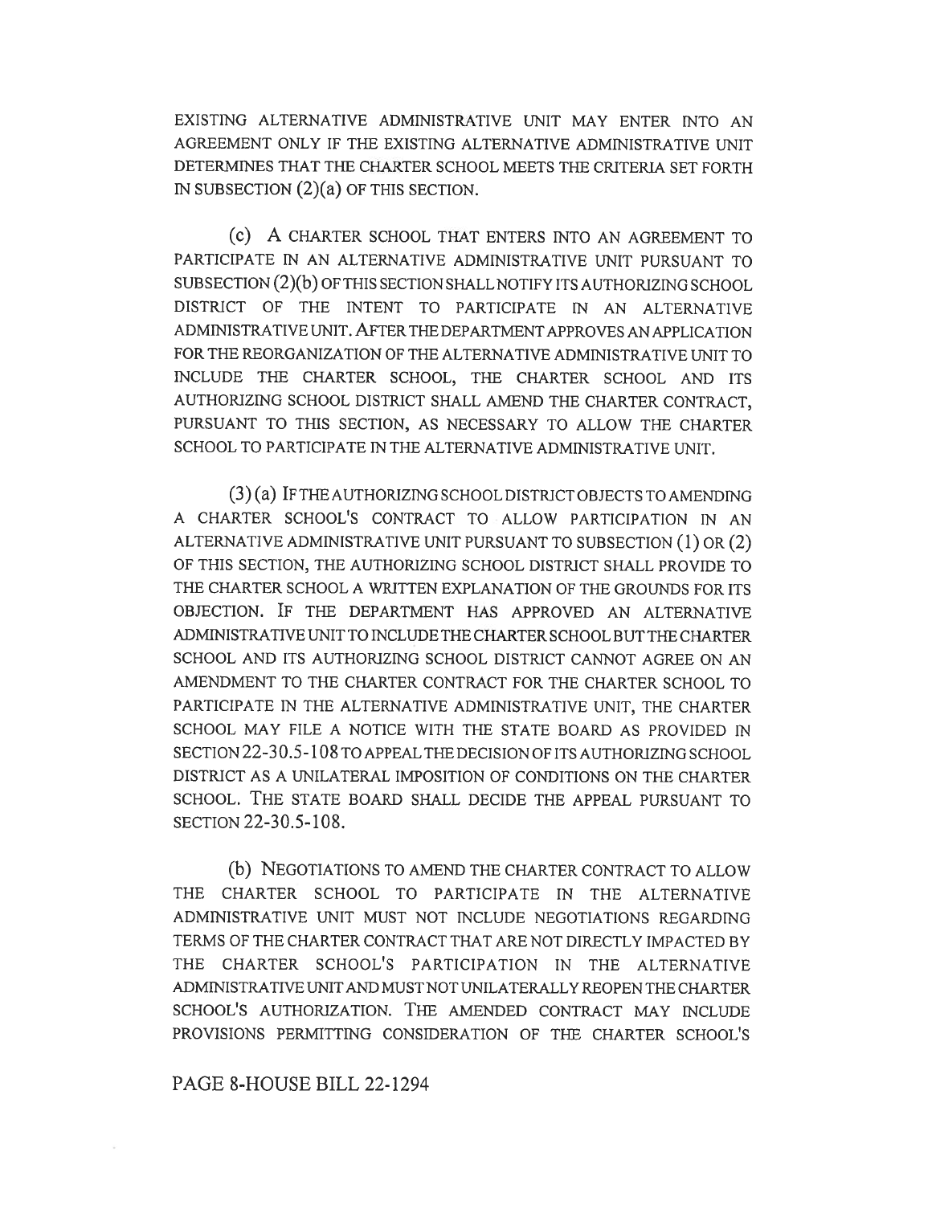EXISTING ALTERNATIVE ADMINISTRATIVE UNIT MAY ENTER INTO AN AGREEMENT ONLY IF THE EXISTING ALTERNATIVE ADMINISTRATIVE UNIT DETERMINES THAT THE CHARTER SCHOOL MEETS THE CRITERIA SET FORTH IN SUBSECTION (2)(a) OF THIS SECTION.

(c) A CHARTER SCHOOL THAT ENTERS INTO AN AGREEMENT TO PARTICIPATE IN AN ALTERNATIVE ADMINISTRATIVE UNIT PURSUANT TO SUBSECTION (2)(b) OF THIS SECTION SHALL NOTIFY ITS AUTHORIZING SCHOOL DISTRICT OF THE INTENT TO PARTICIPATE IN AN ALTERNATIVE ADMINISTRATIVE UNIT. AFTER THE DEPARTMENT APPROVES AN APPLICATION FOR THE REORGANIZATION OF THE ALTERNATIVE ADMINISTRATIVE UNIT TO INCLUDE THE CHARTER SCHOOL, THE CHARTER SCHOOL AND ITS AUTHORIZING SCHOOL DISTRICT SHALL AMEND THE CHARTER CONTRACT, PURSUANT TO THIS SECTION, AS NECESSARY TO ALLOW THE CHARTER SCHOOL TO PARTICIPATE IN THE ALTERNATIVE ADMINISTRATIVE UNIT.

(3) (a) IF THE AUTHORIZING SCHOOL DISTRICT OBJECTS TO AMENDING A CHARTER SCHOOL'S CONTRACT TO ALLOW PARTICIPATION IN AN ALTERNATIVE ADMINISTRATIVE UNIT PURSUANT TO SUBSECTION (1) OR (2) OF THIS SECTION, THE AUTHORIZING SCHOOL DISTRICT SHALL PROVIDE TO THE CHARTER SCHOOL A WRITTEN EXPLANATION OF THE GROUNDS FOR ITS OBJECTION. IF THE DEPARTMENT HAS APPROVED AN ALTERNATIVE ADMINISTRATIVE UNIT TO INCLUDE THE CHARTER SCHOOL BUT THE CHARTER SCHOOL AND ITS AUTHORIZING SCHOOL DISTRICT CANNOT AGREE ON AN AMENDMENT TO THE CHARTER CONTRACT FOR THE CHARTER SCHOOL TO PARTICIPATE IN THE ALTERNATIVE ADMINISTRATIVE UNIT, THE CHARTER SCHOOL MAY FILE A NOTICE WITH THE STATE BOARD AS PROVIDED IN SECTION 22-30.5-108 TO APPEAL THE DECISION OF ITS AUTHORIZING SCHOOL DISTRICT AS A UNILATERAL IMPOSITION OF CONDITIONS ON THE CHARTER SCHOOL. THE STATE BOARD SHALL DECIDE THE APPEAL PURSUANT TO SECTION 22-30.5-108.

(b) NEGOTIATIONS TO AMEND THE CHARTER CONTRACT TO ALLOW THE CHARTER SCHOOL TO PARTICIPATE IN THE ALTERNATIVE ADMINISTRATIVE UNIT MUST NOT INCLUDE NEGOTIATIONS REGARDING TERMS OF THE CHARTER CONTRACT THAT ARE NOT DIRECTLY IMPACTED BY THE CHARTER SCHOOL'S PARTICIPATION IN THE ALTERNATIVE ADMINISTRATIVE UNIT AND MUST NOT UNILATERALLY REOPEN THE CHARTER SCHOOL'S AUTHORIZATION. THE AMENDED CONTRACT MAY INCLUDE PROVISIONS PERMITTING CONSIDERATION OF THE CHARTER SCHOOL'S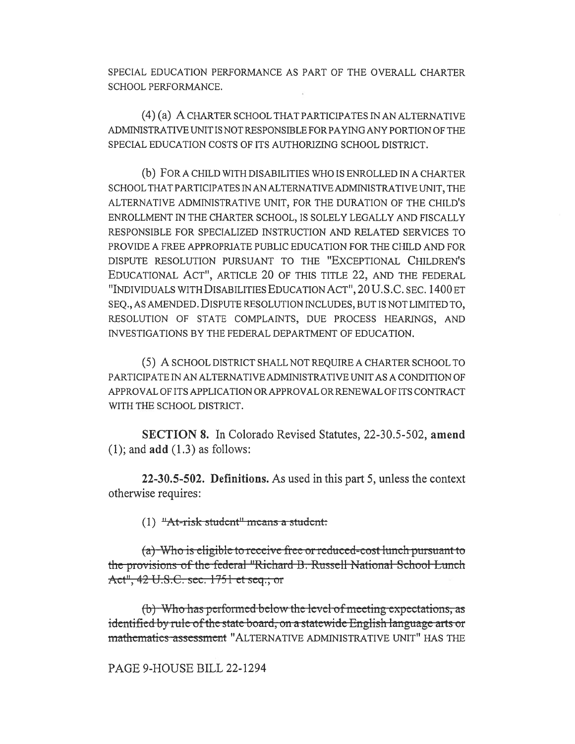SPECIAL EDUCATION PERFORMANCE AS PART OF THE OVERALL CHARTER SCHOOL PERFORMANCE.

(4) (a) A CHARTER SCHOOL THAT PARTICIPATES IN AN ALTERNATIVE ADMINISTRATIVE UNIT IS NOT RESPONSIBLE FOR PAYING ANY PORTION OF THE SPECIAL EDUCATION COSTS OF ITS AUTHORIZING SCHOOL DISTRICT.

(b) FOR A CHILD WITH DISABILITIES WHO IS ENROLLED IN A CHARTER SCHOOL THAT PARTICIPATES IN AN ALTERNATIVE ADMINISTRATIVE UNIT, THE ALTERNATIVE ADMINISTRATIVE UNIT, FOR THE DURATION OF THE CHILD'S ENROLLMENT IN THE CHARTER SCHOOL, IS SOLELY LEGALLY AND FISCALLY RESPONSIBLE FOR SPECIALIZED INSTRUCTION AND RELATED SERVICES TO PROVIDE A FREE APPROPRIATE PUBLIC EDUCATION FOR THE CHILD AND FOR DISPUTE RESOLUTION PURSUANT TO THE "EXCEPTIONAL CHILDREN'S EDUCATIONAL ACT", ARTICLE 20 OF THIS TITLE 22, AND THE FEDERAL "INDIVIDUALS WITH DISABILITIES EDUCATION ACT", 20 U.S.C. SEC. 1400 ET SEQ., AS AMENDED. DISPUTE RESOLUTION INCLUDES, BUT IS NOT LIMITED TO, RESOLUTION OF STATE COMPLAINTS, DUE PROCESS HEARINGS, AND INVESTIGATIONS BY THE FEDERAL DEPARTMENT OF EDUCATION.

(5) A SCHOOL DISTRICT SHALL NOT REQUIRE A CHARTER SCHOOL TO PARTICIPATE IN AN ALTERNATIVE ADMINISTRATIVE UNIT AS A CONDITION OF APPROVAL OF ITS APPLICATION OR APPROVAL OR RENEWAL OF ITS CONTRACT WITH THE SCHOOL DISTRICT.

**SECTION 8.** In Colorado Revised Statutes, 22-30.5-502, **amend** (1); and **add** (1.3) as follows:

**22-30.5-502. Definitions.** As used in this part 5, unless the context otherwise requires:

(1) ~~"At-risk student" means a student:~~

~~(a) Who is eligible to receive free or reduced-cost lunch pursuant to the provisions of the federal "Richard B. Russell National School Lunch Act", 42 U.S.C. sec. 1751 et seq.; or~~

~~(b) Who has performed below the level of meeting expectations, as identified by rule of the state board, on a statewide English language arts or mathematics assessment~~ "ALTERNATIVE ADMINISTRATIVE UNIT" HAS THE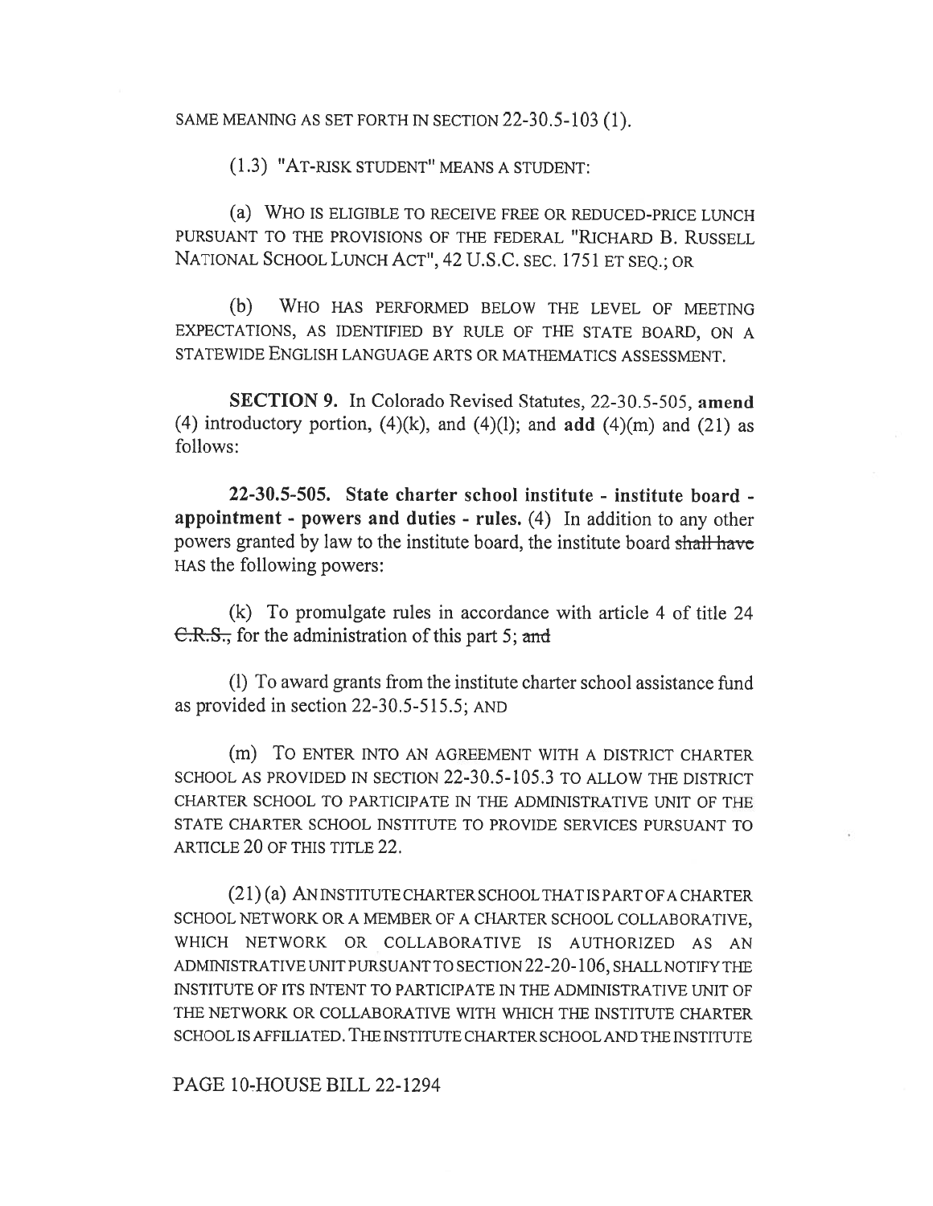SAME MEANING AS SET FORTH IN SECTION 22-30.5-103 (1).

(1.3) "AT-RISK STUDENT" MEANS A STUDENT:

(a) WHO IS ELIGIBLE TO RECEIVE FREE OR REDUCED-PRICE LUNCH PURSUANT TO THE PROVISIONS OF THE FEDERAL "RICHARD B. RUSSELL NATIONAL SCHOOL LUNCH ACT", 42 U.S.C. SEC. 1751 ET SEQ.; OR

(b) WHO HAS PERFORMED BELOW THE LEVEL OF MEETING EXPECTATIONS, AS IDENTIFIED BY RULE OF THE STATE BOARD, ON A STATEWIDE ENGLISH LANGUAGE ARTS OR MATHEMATICS ASSESSMENT.

**SECTION 9.** In Colorado Revised Statutes, 22-30.5-505, **amend** (4) introductory portion, (4)(k), and (4)(l); and **add** (4)(m) and (21) as follows:

**22-30.5-505. State charter school institute - institute board - appointment - powers and duties - rules.** (4) In addition to any other powers granted by law to the institute board, the institute board ~~shall have~~ HAS the following powers:

(k) To promulgate rules in accordance with article 4 of title 24 ~~C.R.S.,~~ for the administration of this part 5; ~~and~~

(l) To award grants from the institute charter school assistance fund as provided in section 22-30.5-515.5; AND

(m) TO ENTER INTO AN AGREEMENT WITH A DISTRICT CHARTER SCHOOL AS PROVIDED IN SECTION 22-30.5-105.3 TO ALLOW THE DISTRICT CHARTER SCHOOL TO PARTICIPATE IN THE ADMINISTRATIVE UNIT OF THE STATE CHARTER SCHOOL INSTITUTE TO PROVIDE SERVICES PURSUANT TO ARTICLE 20 OF THIS TITLE 22.

(21) (a) AN INSTITUTE CHARTER SCHOOL THAT IS PART OF A CHARTER SCHOOL NETWORK OR A MEMBER OF A CHARTER SCHOOL COLLABORATIVE, WHICH NETWORK OR COLLABORATIVE IS AUTHORIZED AS AN ADMINISTRATIVE UNIT PURSUANT TO SECTION 22-20-106, SHALL NOTIFY THE INSTITUTE OF ITS INTENT TO PARTICIPATE IN THE ADMINISTRATIVE UNIT OF THE NETWORK OR COLLABORATIVE WITH WHICH THE INSTITUTE CHARTER SCHOOL IS AFFILIATED. THE INSTITUTE CHARTER SCHOOL AND THE INSTITUTE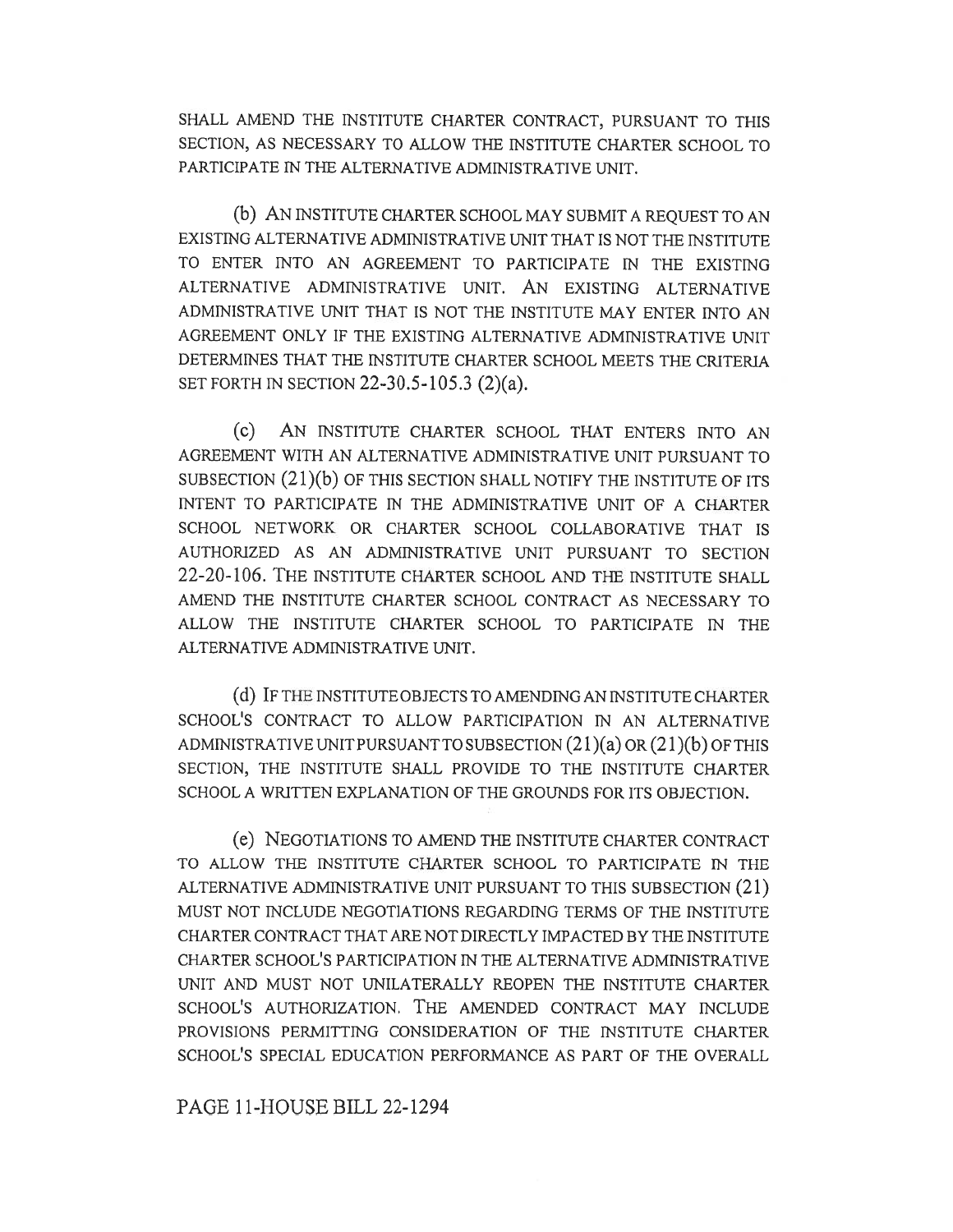SHALL AMEND THE INSTITUTE CHARTER CONTRACT, PURSUANT TO THIS SECTION, AS NECESSARY TO ALLOW THE INSTITUTE CHARTER SCHOOL TO PARTICIPATE IN THE ALTERNATIVE ADMINISTRATIVE UNIT.

(b) AN INSTITUTE CHARTER SCHOOL MAY SUBMIT A REQUEST TO AN EXISTING ALTERNATIVE ADMINISTRATIVE UNIT THAT IS NOT THE INSTITUTE TO ENTER INTO AN AGREEMENT TO PARTICIPATE IN THE EXISTING ALTERNATIVE ADMINISTRATIVE UNIT. AN EXISTING ALTERNATIVE ADMINISTRATIVE UNIT THAT IS NOT THE INSTITUTE MAY ENTER INTO AN AGREEMENT ONLY IF THE EXISTING ALTERNATIVE ADMINISTRATIVE UNIT DETERMINES THAT THE INSTITUTE CHARTER SCHOOL MEETS THE CRITERIA SET FORTH IN SECTION 22-30.5-105.3 (2)(a).

(c) AN INSTITUTE CHARTER SCHOOL THAT ENTERS INTO AN AGREEMENT WITH AN ALTERNATIVE ADMINISTRATIVE UNIT PURSUANT TO SUBSECTION (21)(b) OF THIS SECTION SHALL NOTIFY THE INSTITUTE OF ITS INTENT TO PARTICIPATE IN THE ADMINISTRATIVE UNIT OF A CHARTER SCHOOL NETWORK OR CHARTER SCHOOL COLLABORATIVE THAT IS AUTHORIZED AS AN ADMINISTRATIVE UNIT PURSUANT TO SECTION 22-20-106. THE INSTITUTE CHARTER SCHOOL AND THE INSTITUTE SHALL AMEND THE INSTITUTE CHARTER SCHOOL CONTRACT AS NECESSARY TO ALLOW THE INSTITUTE CHARTER SCHOOL TO PARTICIPATE IN THE ALTERNATIVE ADMINISTRATIVE UNIT.

(d) IF THE INSTITUTE OBJECTS TO AMENDING AN INSTITUTE CHARTER SCHOOL'S CONTRACT TO ALLOW PARTICIPATION IN AN ALTERNATIVE ADMINISTRATIVE UNIT PURSUANT TO SUBSECTION (21)(a) OR (21)(b) OF THIS SECTION, THE INSTITUTE SHALL PROVIDE TO THE INSTITUTE CHARTER SCHOOL A WRITTEN EXPLANATION OF THE GROUNDS FOR ITS OBJECTION.

(e) NEGOTIATIONS TO AMEND THE INSTITUTE CHARTER CONTRACT TO ALLOW THE INSTITUTE CHARTER SCHOOL TO PARTICIPATE IN THE ALTERNATIVE ADMINISTRATIVE UNIT PURSUANT TO THIS SUBSECTION (21) MUST NOT INCLUDE NEGOTIATIONS REGARDING TERMS OF THE INSTITUTE CHARTER CONTRACT THAT ARE NOT DIRECTLY IMPACTED BY THE INSTITUTE CHARTER SCHOOL'S PARTICIPATION IN THE ALTERNATIVE ADMINISTRATIVE UNIT AND MUST NOT UNILATERALLY REOPEN THE INSTITUTE CHARTER SCHOOL'S AUTHORIZATION. THE AMENDED CONTRACT MAY INCLUDE PROVISIONS PERMITTING CONSIDERATION OF THE INSTITUTE CHARTER SCHOOL'S SPECIAL EDUCATION PERFORMANCE AS PART OF THE OVERALL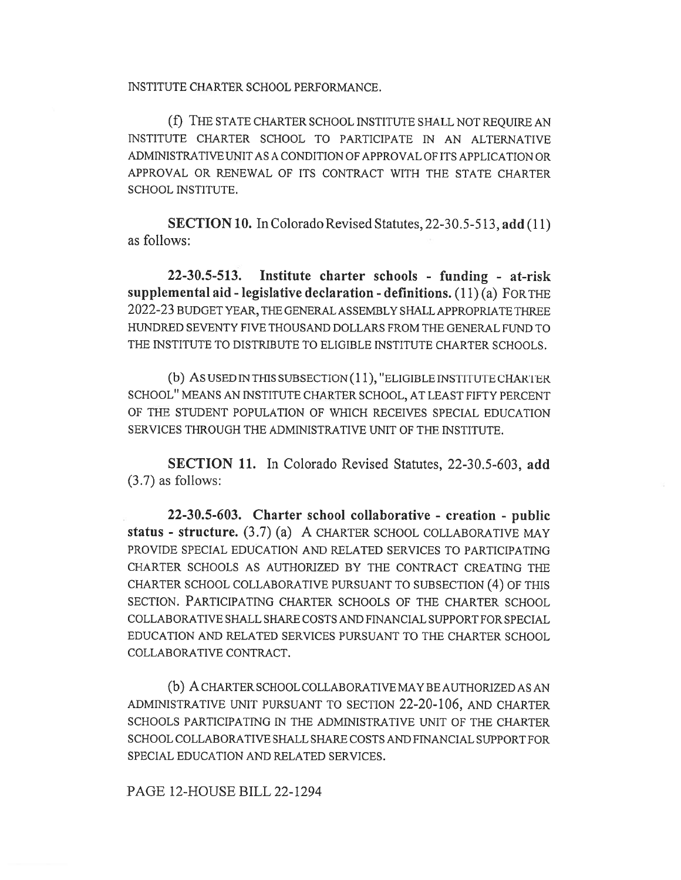INSTITUTE CHARTER SCHOOL PERFORMANCE.

(f) THE STATE CHARTER SCHOOL INSTITUTE SHALL NOT REQUIRE AN INSTITUTE CHARTER SCHOOL TO PARTICIPATE IN AN ALTERNATIVE ADMINISTRATIVE UNIT AS A CONDITION OF APPROVAL OF ITS APPLICATION OR APPROVAL OR RENEWAL OF ITS CONTRACT WITH THE STATE CHARTER SCHOOL INSTITUTE.

**SECTION 10.** In Colorado Revised Statutes, 22-30.5-513, **add** (11) as follows:

**22-30.5-513. Institute charter schools - funding - at-risk supplemental aid - legislative declaration - definitions.** (11) (a) FOR THE 2022-23 BUDGET YEAR, THE GENERAL ASSEMBLY SHALL APPROPRIATE THREE HUNDRED SEVENTY FIVE THOUSAND DOLLARS FROM THE GENERAL FUND TO THE INSTITUTE TO DISTRIBUTE TO ELIGIBLE INSTITUTE CHARTER SCHOOLS.

(b) AS USED IN THIS SUBSECTION (11), "ELIGIBLE INSTITUTE CHARTER SCHOOL" MEANS AN INSTITUTE CHARTER SCHOOL, AT LEAST FIFTY PERCENT OF THE STUDENT POPULATION OF WHICH RECEIVES SPECIAL EDUCATION SERVICES THROUGH THE ADMINISTRATIVE UNIT OF THE INSTITUTE.

**SECTION 11.** In Colorado Revised Statutes, 22-30.5-603, **add** (3.7) as follows:

**22-30.5-603. Charter school collaborative - creation - public status - structure.** (3.7) (a) A CHARTER SCHOOL COLLABORATIVE MAY PROVIDE SPECIAL EDUCATION AND RELATED SERVICES TO PARTICIPATING CHARTER SCHOOLS AS AUTHORIZED BY THE CONTRACT CREATING THE CHARTER SCHOOL COLLABORATIVE PURSUANT TO SUBSECTION (4) OF THIS SECTION. PARTICIPATING CHARTER SCHOOLS OF THE CHARTER SCHOOL COLLABORATIVE SHALL SHARE COSTS AND FINANCIAL SUPPORT FOR SPECIAL EDUCATION AND RELATED SERVICES PURSUANT TO THE CHARTER SCHOOL COLLABORATIVE CONTRACT.

(b) A CHARTER SCHOOL COLLABORATIVE MAY BE AUTHORIZED AS AN ADMINISTRATIVE UNIT PURSUANT TO SECTION 22-20-106, AND CHARTER SCHOOLS PARTICIPATING IN THE ADMINISTRATIVE UNIT OF THE CHARTER SCHOOL COLLABORATIVE SHALL SHARE COSTS AND FINANCIAL SUPPORT FOR SPECIAL EDUCATION AND RELATED SERVICES.

PAGE 12-HOUSE BILL 22-1294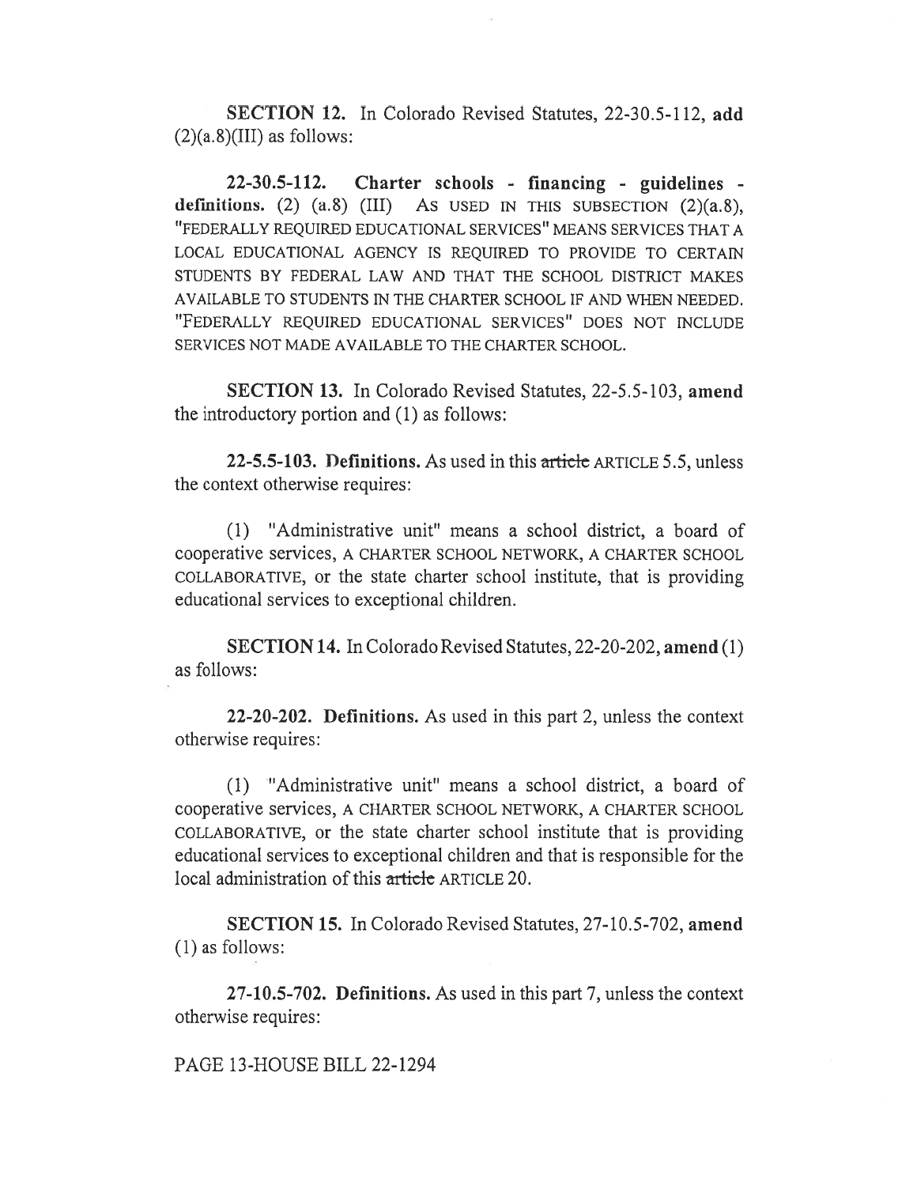**SECTION 12.** In Colorado Revised Statutes, 22-30.5-112, **add** (2)(a.8)(III) as follows:

**22-30.5-112. Charter schools - financing - guidelines - definitions.** (2) (a.8) (III) AS USED IN THIS SUBSECTION (2)(a.8), "FEDERALLY REQUIRED EDUCATIONAL SERVICES" MEANS SERVICES THAT A LOCAL EDUCATIONAL AGENCY IS REQUIRED TO PROVIDE TO CERTAIN STUDENTS BY FEDERAL LAW AND THAT THE SCHOOL DISTRICT MAKES AVAILABLE TO STUDENTS IN THE CHARTER SCHOOL IF AND WHEN NEEDED. "FEDERALLY REQUIRED EDUCATIONAL SERVICES" DOES NOT INCLUDE SERVICES NOT MADE AVAILABLE TO THE CHARTER SCHOOL.

**SECTION 13.** In Colorado Revised Statutes, 22-5.5-103, **amend** the introductory portion and (1) as follows:

**22-5.5-103. Definitions.** As used in this ~~article~~ ARTICLE 5.5, unless the context otherwise requires:

(1) "Administrative unit" means a school district, a board of cooperative services, A CHARTER SCHOOL NETWORK, A CHARTER SCHOOL COLLABORATIVE, or the state charter school institute, that is providing educational services to exceptional children.

**SECTION 14.** In Colorado Revised Statutes, 22-20-202, **amend** (1) as follows:

**22-20-202. Definitions.** As used in this part 2, unless the context otherwise requires:

(1) "Administrative unit" means a school district, a board of cooperative services, A CHARTER SCHOOL NETWORK, A CHARTER SCHOOL COLLABORATIVE, or the state charter school institute that is providing educational services to exceptional children and that is responsible for the local administration of this ~~article~~ ARTICLE 20.

**SECTION 15.** In Colorado Revised Statutes, 27-10.5-702, **amend** (1) as follows:

**27-10.5-702. Definitions.** As used in this part 7, unless the context otherwise requires: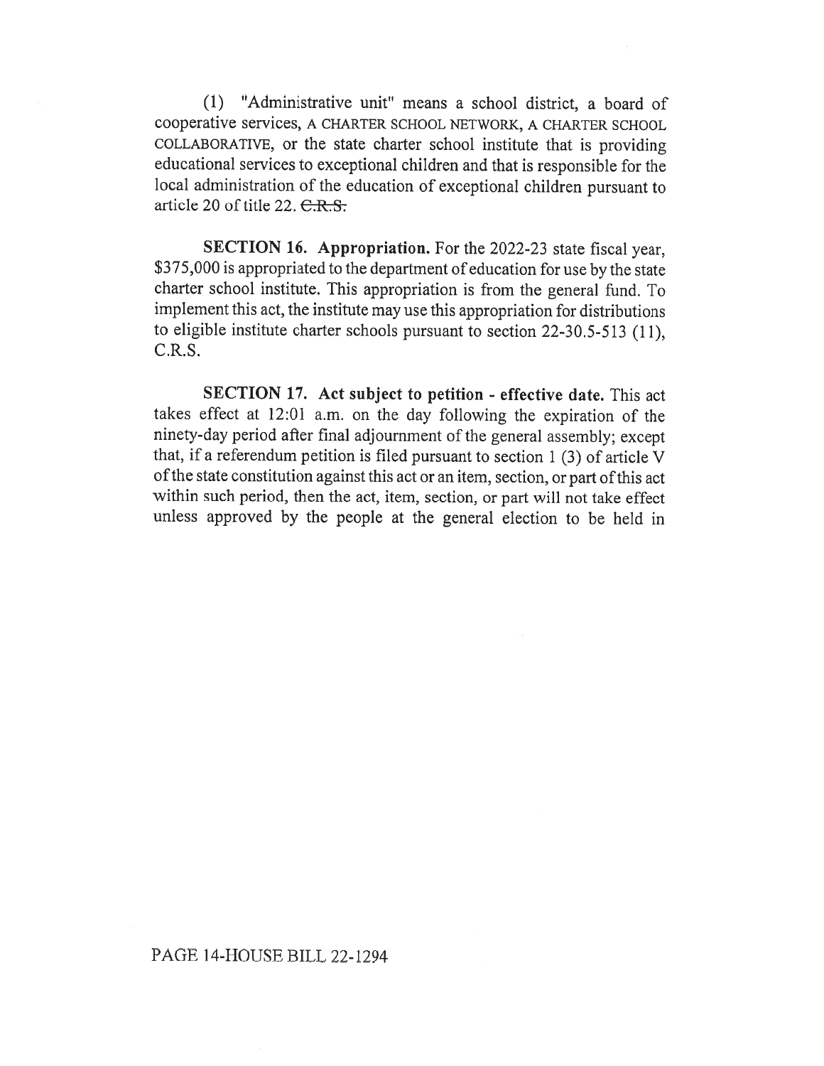(1) "Administrative unit" means a school district, a board of cooperative services, A CHARTER SCHOOL NETWORK, A CHARTER SCHOOL COLLABORATIVE, or the state charter school institute that is providing educational services to exceptional children and that is responsible for the local administration of the education of exceptional children pursuant to article 20 of title 22. ~~C.R.S.~~

**SECTION 16. Appropriation.** For the 2022-23 state fiscal year, $375,000 is appropriated to the department of education for use by the state charter school institute. This appropriation is from the general fund. To implement this act, the institute may use this appropriation for distributions to eligible institute charter schools pursuant to section 22-30.5-513 (11), C.R.S.

**SECTION 17. Act subject to petition - effective date.** This act takes effect at 12:01 a.m. on the day following the expiration of the ninety-day period after final adjournment of the general assembly; except that, if a referendum petition is filed pursuant to section 1 (3) of article V of the state constitution against this act or an item, section, or part of this act within such period, then the act, item, section, or part will not take effect unless approved by the people at the general election to be held in

PAGE 14-HOUSE BILL 22-1294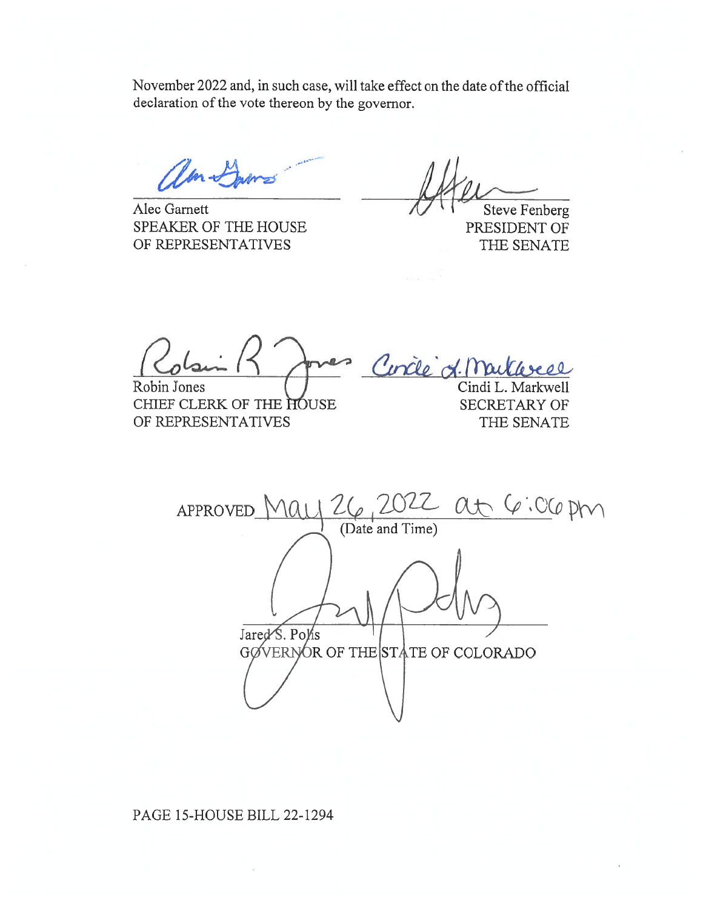November 2022 and, in such case, will take effect on the date of the official declaration of the vote thereon by the governor.

Alec Garnett
SPEAKER OF THE HOUSE
OF REPRESENTATIVES

Steve Fenberg
PRESIDENT OF
THE SENATE

Robin Jones
CHIEF CLERK OF THE HOUSE
OF REPRESENTATIVES

Cindi L. Markwell
SECRETARY OF
THE SENATE

APPROVED May 26, 2022 at 6:06 pm
(Date and Time)

Jared S. Polis
GOVERNOR OF THE STATE OF COLORADO

PAGE 15-HOUSE BILL 22-1294